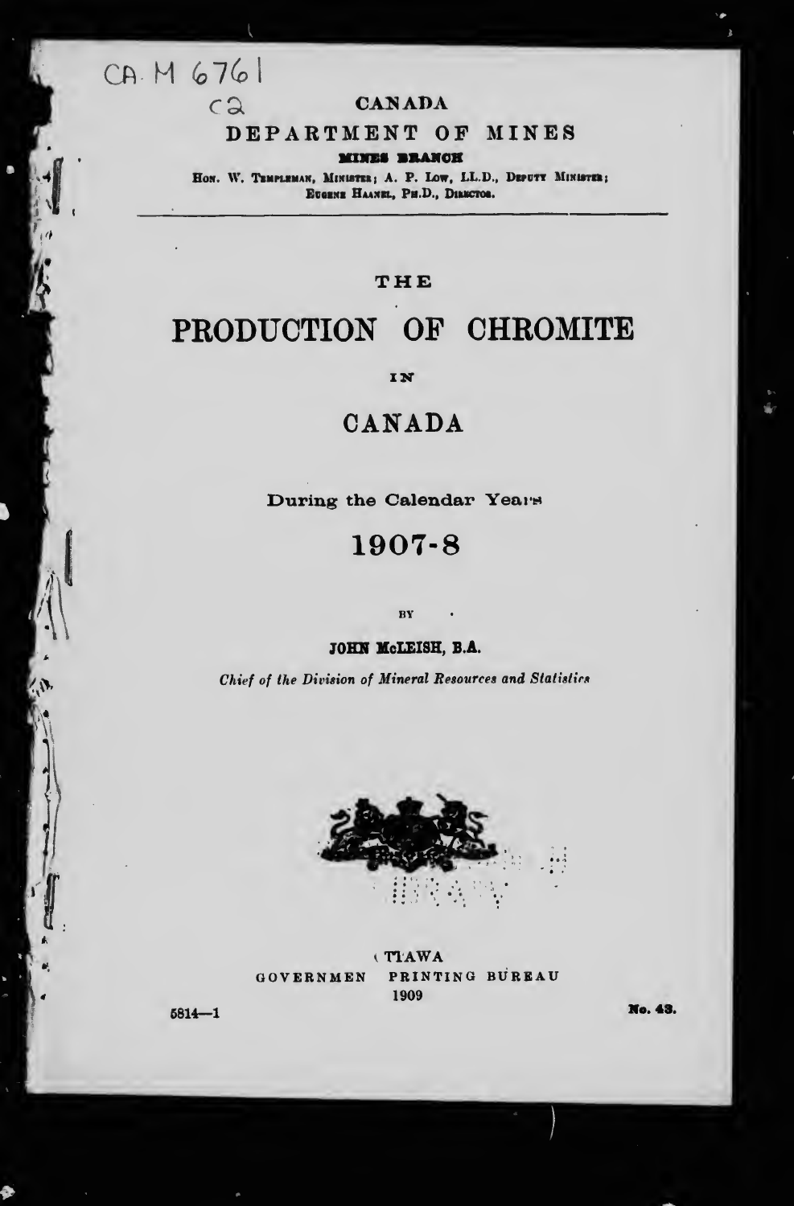CA M 6761
C2

CANADA

DEPARTMENT OF MINES

MINES BRANCH

Hon. W. Templeman, Minister; A. P. Low, LL.D., Deputy Minister; Eugene Haanel, Ph.D., Director.

# THE PRODUCTION OF CHROMITE IN CANADA

During the Calendar Years

## 1907-8

BY

**JOHN McLEISH, B.A.**

*Chief of the Division of Mineral Resources and Statistics*

OTTAWA
GOVERNMENT PRINTING BUREAU
1909

5814—1

No. 43.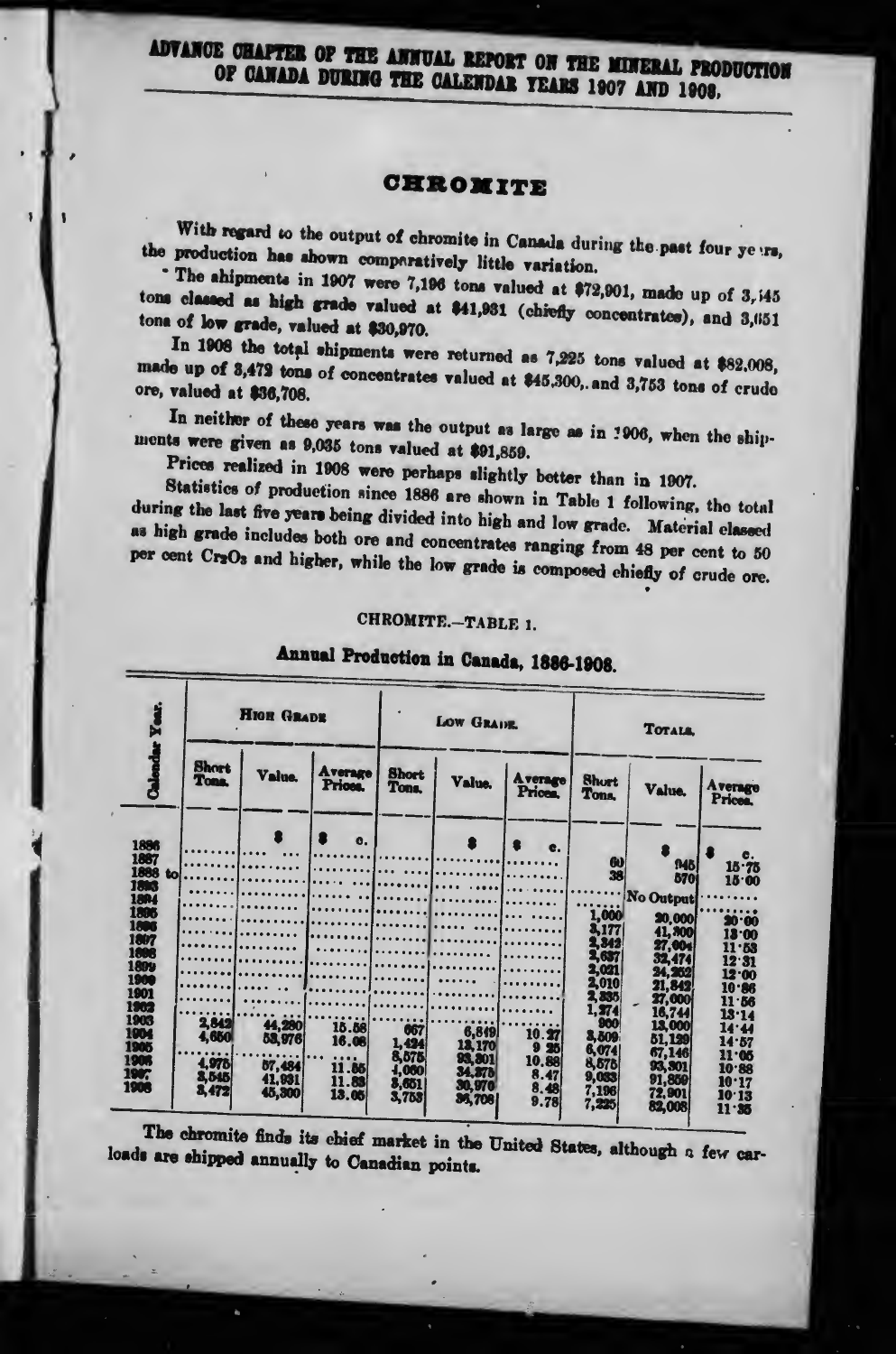# ADVANCE CHAPTER OF THE ANNUAL REPORT ON THE MINERAL PRODUCTION OF CANADA DURING THE CALENDAR YEARS 1907 AND 1908.

## CHROMITE

With regard to the output of chromite in Canada during the past four years, the production has shown comparatively little variation.

The shipments in 1907 were 7,196 tons valued at $72,901, made up of 3,545 tons classed as high grade valued at $41,931 (chiefly concentrates), and 3,651 tons of low grade, valued at $30,970.

In 1908 the total shipments were returned as 7,225 tons valued at $82,008, made up of 3,472 tons of concentrates valued at $45,300, and 3,753 tons of crude ore, valued at $36,708.

In neither of these years was the output as large as in 1906, when the shipments were given as 9,035 tons valued at $91,859.

Prices realized in 1908 were perhaps slightly better than in 1907.

Statistics of production since 1886 are shown in Table 1 following, the total during the last five years being divided into high and low grade. Material classed as high grade includes both ore and concentrates ranging from 48 per cent to 50 per cent $Cr_2O_3$ and higher, while the low grade is composed chiefly of crude ore.

CHROMITE.—TABLE 1.

**Annual Production in Canada, 1886-1908.**

| Calendar Year. | High Grade | | | Low Grade. | | | Totals. | | |
|---|---|---|---|---|---|---|---|---|---|
| | Short Tons. | Value. | Average Prices. | Short Tons. | Value. | Average Prices. | Short Tons. | Value. | Average Prices. |
| | | $ | $ c. | | $ | $ c. | | $ | $ c. |
| 1886 | | | | | | | 60 | 945 | 15·75 |
| 1887 | | | | | | | 38 | 570 | 15·00 |
| 1888 to 1893 | | | | | | | | No Output | |
| 1894 | | | | | | | 1,000 | 20,000 | 20·00 |
| 1895 | | | | | | | 3,177 | 41,300 | 13·00 |
| 1896 | | | | | | | 2,342 | 27,004 | 11·53 |
| 1897 | | | | | | | 2,637 | 32,474 | 12·31 |
| 1898 | | | | | | | 2,021 | 24,252 | 12·00 |
| 1899 | | | | | | | 2,010 | 21,842 | 10·86 |
| 1900 | | | | | | | 2,335 | 27,000 | 11·56 |
| 1901 | | | | | | | 1,274 | 16,744 | 13·14 |
| 1902 | | | | | | | 900 | 13,000 | 14·44 |
| 1903 | 2,842 | 44,280 | 15·58 | 667 | 6,849 | 10·27 | 3,509 | 51,129 | 14·57 |
| 1904 | 4,650 | 53,976 | 16·08 | 1,424 | 13,170 | 9·25 | 6,074 | 67,146 | 11·05 |
| 1905 | | | | 8,575 | 93,301 | 10·88 | 8,575 | 93,301 | 10·88 |
| 1906 | 4,975 | 57,484 | 11·55 | 4,060 | 34,375 | 8·47 | 9,035 | 91,859 | 10·17 |
| 1907 | 3,545 | 41,931 | 11·83 | 3,651 | 30,970 | 8·48 | 7,196 | 72,901 | 10·13 |
| 1908 | 3,472 | 45,300 | 13·05 | 3,753 | 36,708 | 9·78 | 7,225 | 82,008 | 11·35 |

The chromite finds its chief market in the United States, although a few carloads are shipped annually to Canadian points.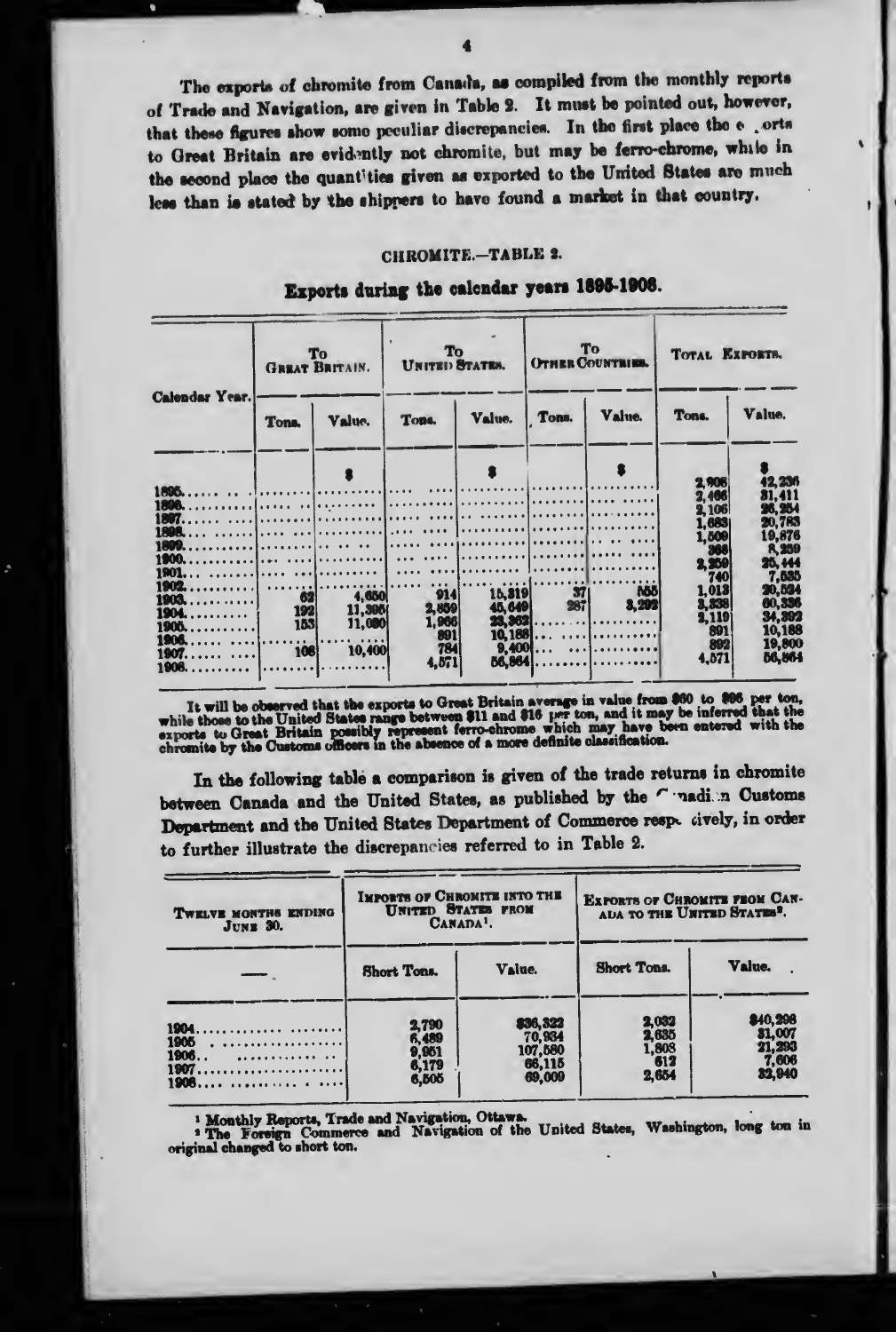The exports of chromite from Canada, as compiled from the monthly reports of Trade and Navigation, are given in Table 2. It must be pointed out, however, that these figures show some peculiar discrepancies. In the first place the exports to Great Britain are evidently not chromite, but may be ferro-chrome, while in the second place the quantities given as exported to the United States are much less than is stated by the shippers to have found a market in that country.

## CHROMITE.—TABLE 2.

### Exports during the calendar years 1895-1908.

| Calendar Year. | To Great Britain. | | To United States. | | To Other Countries. | | Total Exports. | |
|---|---|---|---|---|---|---|---|---|
| | Tons. | Value. | Tons. | Value. | Tons. | Value. | Tons. | Value. |
| | | $ | | $ | | $ | | $ |
| 1895 | | | | | | | 2,908 | 42,236 |
| 1896 | | | | | | | 2,466 | 31,411 |
| 1897 | | | | | | | 2,106 | 26,254 |
| 1898 | | | | | | | 1,683 | 20,783 |
| 1899 | | | | | | | 1,509 | 19,676 |
| 1900 | | | | | | | 368 | 5,259 |
| 1901 | | | | | | | 2,259 | 25,444 |
| 1902 | | | | | | | 740 | 7,635 |
| 1903 | 62 | 4,650 | 914 | 15,319 | 37 | 555 | 1,013 | 20,524 |
| 1904 | 192 | 11,395 | 2,859 | 45,649 | 287 | 3,292 | 3,338 | 60,336 |
| 1905 | 153 | 11,030 | 1,966 | 23,362 | | | 2,119 | 34,392 |
| 1906 | | | 891 | 10,188 | | | 891 | 10,188 |
| 1907 | 108 | 10,400 | 784 | 9,400 | | | 892 | 19,800 |
| 1908 | | | 4,571 | 56,864 | | | 4,571 | 56,864 |

It will be observed that the exports to Great Britain average in value from $60 to $96 per ton, while those to the United States range between $11 and $16 per ton, and it may be inferred that the exports to Great Britain possibly represent ferro-chrome which may have been entered with the chromite by the Customs officers in the absence of a more definite classification.

In the following table a comparison is given of the trade returns in chromite between Canada and the United States, as published by the Canadian Customs Department and the United States Department of Commerce respectively, in order to further illustrate the discrepancies referred to in Table 2.

| Twelve months ending June 30. | Imports of Chromite into the United States from Canada[1]. | | Exports of Chromite from Canada to the United States[2]. | |
|---|---|---|---|---|
| — | Short Tons. | Value. | Short Tons. | Value. |
| 1904 | 2,790 | $36,322 | 2,032 | $40,298 |
| 1905 | 6,489 | 70,934 | 2,635 | 31,007 |
| 1906 | 9,951 | 107,580 | 1,808 | 21,293 |
| 1907 | 6,179 | 66,115 | 612 | 7,606 |
| 1908 | 6,505 | 69,009 | 2,654 | 32,940 |

[1] Monthly Reports, Trade and Navigation, Ottawa.

[2] The Foreign Commerce and Navigation of the United States, Washington, long ton in original changed to short ton.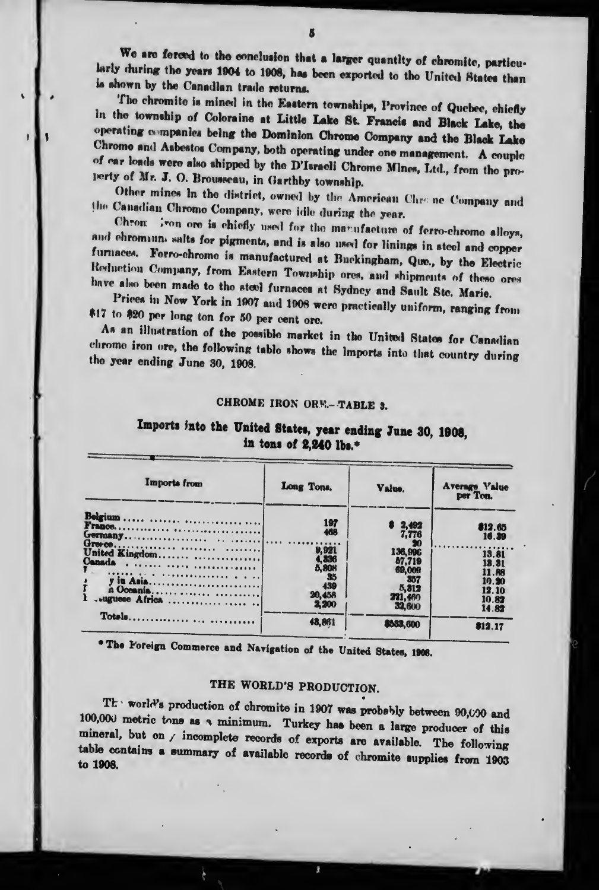We are forced to the conclusion that a larger quantity of chromite, particularly during the years 1904 to 1908, has been exported to the United States than is shown by the Canadian trade returns.

The chromite is mined in the Eastern townships, Province of Quebec, chiefly in the township of Coleraine at Little Lake St. Francis and Black Lake, the operating companies being the Dominion Chrome Company and the Black Lake Chrome and Asbestos Company, both operating under one management. A couple of car loads were also shipped by the D'Israeli Chrome Mines, Ltd., from the property of Mr. J. O. Brousseau, in Garthby township.

Other mines in the district, owned by the American Chrome Company and the Canadian Chrome Company, were idle during the year.

Chrome iron ore is chiefly used for the manufacture of ferro-chrome alloys, and chromium salts for pigments, and is also used for linings in steel and copper furnaces. Ferro-chrome is manufactured at Buckingham, Que., by the Electric Reduction Company, from Eastern Township ores, and shipments of these ores have also been made to the steel furnaces at Sydney and Sault Ste. Marie.

Prices in New York in 1907 and 1908 were practically uniform, ranging from $17 to $20 per long ton for 50 per cent ore.

As an illustration of the possible market in the United States for Canadian chrome iron ore, the following table shows the imports into that country during the year ending June 30, 1908.

CHROME IRON ORE.—TABLE 3.

**Imports into the United States, year ending June 30, 1908, in tons of 2,240 lbs.\***

| Imports from | Long Tons. | Value. | Average Value per Ton. |
|---|---|---|---|
| Belgium | | | |
| France | 197 | $ 2,492 | $12.65 |
| Germany | 468 | 7,776 | 16.39 |
| Greece | | 30 | |
| United Kingdom | 9,921 | 136,996 | 13.81 |
| Canada | 4,336 | 57,719 | 13.31 |
| T... | 5,808 | 69,009 | 11.88 |
| ...y in Asia | 35 | 357 | 10.20 |
| ...n Oceania | 439 | 5,312 | 12.10 |
| ...ugese Africa | 20,458 | 221,460 | 10.82 |
| | 2,200 | 32,600 | 14.82 |
| Totals | 43,861 | $533,600 | $12.17 |

\* The Foreign Commerce and Navigation of the United States, 1908.

## THE WORLD'S PRODUCTION.

The world's production of chromite in 1907 was probably between 90,000 and 100,000 metric tons as a minimum. Turkey has been a large producer of this mineral, but only incomplete records of exports are available. The following table contains a summary of available records of chromite supplies from 1903 to 1908.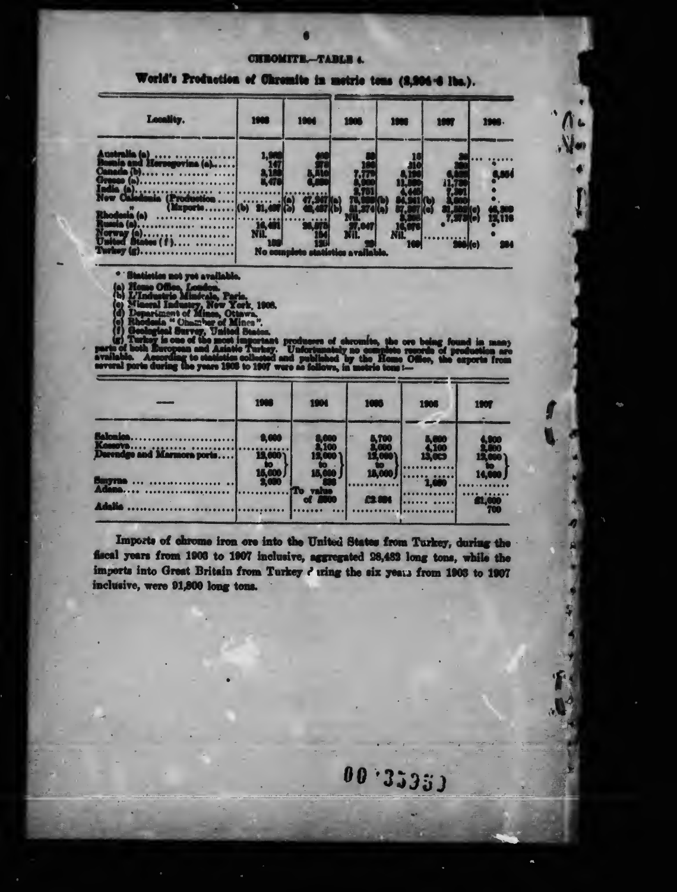CHROMITE.—TABLE 4.

World's Production of Chromite in metric tons (2,204·6 lbs.).

| Locality. | 1903 | 1904 | 1905 | 1906 | 1907 | 1908 |
|---|---|---|---|---|---|---|
| Australia (a) | 1,962 | 416 | 88 | 18 | 36 | ..... |
| Bosnia and Herzegovina (a) | 147 | 276 | 166 | 310 | 330 | * |
| Canada (b) | 3,155 | 5,310 | 7,779 | 8,196 | 6,526 | 6,554 |
| Greece (a) | 6,478 | 6,309 | 8,050 | 11,829 | 11,750 | * |
| India (a) | ..... | ..... | 3,731 | 4,445 | 7,301 | * |
| New Caledonia (Production | ..... | (a) 47,247 | (a) 75,950 | (b) 84,241 | (b) 3,500 | * |
| " (Exports | (b) 21,497 | (c) 42,457 | (b) 51,374 | (a) 57,297 | (c) 31,352 | (c) 44,300 |
| Rhodesia (a) | ..... | ..... | Nil. | 3,256 | 7,273 | (e) 12,116 |
| Russia (a) | 16,481 | 26,978 | 27,047 | 18,076 | ..... | * |
| Norway (a) | Nil. | 154 | Nil. | Nil. | ..... | * |
| United States (f) | 152 | 125 | 20 | 100 | 293 | (c) 284 |
| Turkey (g) | No complete statistics available. | | | | | |

\* Statistics not yet available.

(a) Home Office, London.
(b) L'Industrie Minérale, Paris.
(c) Mineral Industry, New York, 1908.
(d) Department of Mines, Ottawa.
(e) Rhodesia "Chamber of Mines".
(f) Geological Survey, United States.
(g) Turkey is one of the most important producers of chromite, the ore being found in many parts of both European and Asiatic Turkey. Unfortunately no complete records of production are available. According to statistics collected and published by the Home Office, the exports from several ports during the years 1903 to 1907 were as follows, in metric tons:—

| — | 1903 | 1904 | 1905 | 1906 | 1907 |
|---|---|---|---|---|---|
| Salonica | 9,000 | 8,000 | 5,700 | 5,000 | 4,900 |
| Kossova | ..... | 3,100 | 2,600 | 4,100 | 2,800 |
| Derendge and Marmora ports | 12,000 to 15,000 | 12,000 to 15,000 | 12,000 to 15,000 | 13,000 | 12,000 to 14,000 |
| Smyrna | 2,050 | 338 | ..... | 1,000 | ..... |
| Adana | ..... | To value of £800 | £2,894 | ..... | £1,000 |
| Adalia | ..... | ..... | ..... | ..... | 700 |

Imports of chrome iron ore into the United States from Turkey, during the fiscal years from 1903 to 1907 inclusive, aggregated 28,482 long tons, while the imports into Great Britain from Turkey during the six years from 1903 to 1907 inclusive, were 91,800 long tons.